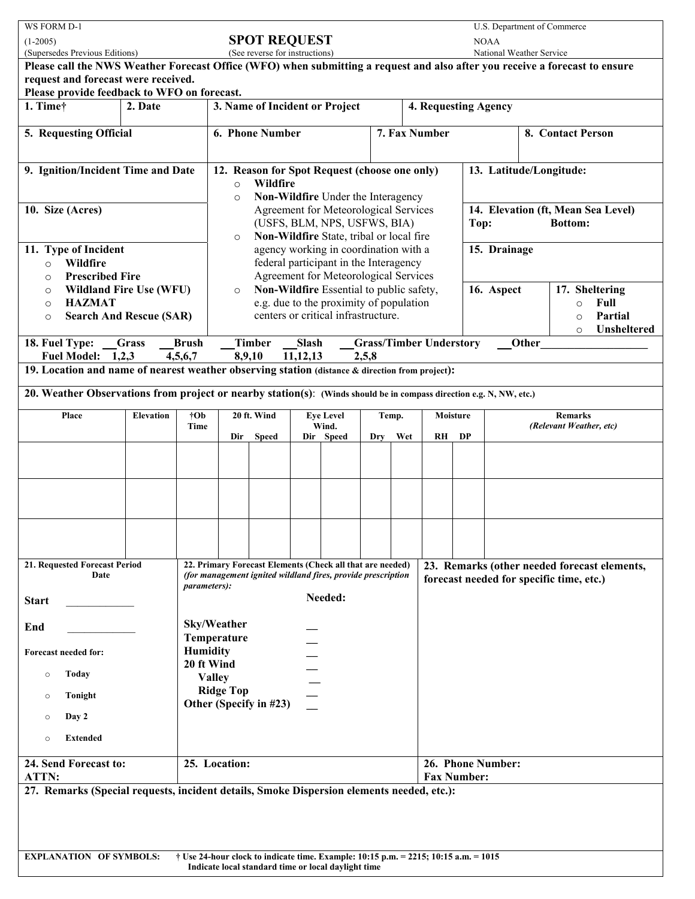WS FORM D-1
(1-2005)
(Supersedes Previous Editions)

# SPOT REQUEST

(See reverse for instructions)

U.S. Department of Commerce
NOAA
National Weather Service

**Please call the NWS Weather Forecast Office (WFO) when submitting a request and also after you receive a forecast to ensure request and forecast were received.**
**Please provide feedback to WFO on forecast.**

| 1. Time† | 2. Date | 3. Name of Incident or Project | 4. Requesting Agency |
|---|---|---|---|
| | | | |

| 5. Requesting Official | 6. Phone Number | 7. Fax Number | 8. Contact Person |
|---|---|---|---|
| | | | |

**9. Ignition/Incident Time and Date**

**10. Size (Acres)**

**11. Type of Incident**
- ○ **Wildfire**
- ○ **Prescribed Fire**
- ○ **Wildland Fire Use (WFU)**
- ○ **HAZMAT**
- ○ **Search And Rescue (SAR)**

**12. Reason for Spot Request (choose one only)**
- ○ **Wildfire**
- ○ **Non-Wildfire** Under the Interagency Agreement for Meteorological Services (USFS, BLM, NPS, USFWS, BIA)
- ○ **Non-Wildfire** State, tribal or local fire agency working in coordination with a federal participant in the Interagency Agreement for Meteorological Services
- ○ **Non-Wildfire** Essential to public safety, e.g. due to the proximity of population centers or critical infrastructure.

**13. Latitude/Longitude:**

**14. Elevation (ft, Mean Sea Level)**
**Top:** **Bottom:**

**15. Drainage**

**16. Aspect**

**17. Sheltering**
- ○ **Full**
- ○ **Partial**
- ○ **Unsheltered**

**18. Fuel Type:** __Grass __Brush __Timber __Slash __Grass/Timber Understory __Other___________________
**Fuel Model:** 1,2,3 4,5,6,7 8,9,10 11,12,13 2,5,8

**19. Location and name of nearest weather observing station** (distance & direction from project)**:**

**20. Weather Observations from project or nearby station(s)**: (Winds should be in compass direction e.g. N, NW, etc.)

| Place | Elevation | †Ob Time | 20 ft. Wind | | Eye Level Wind. | | Temp. | | Moisture | | Remarks *(Relevant Weather, etc)* |
|---|---|---|---|---|---|---|---|---|---|---|---|
| | | | Dir | Speed | Dir | Speed | Dry | Wet | RH | DP | |
| | | | | | | | | | | | |
| | | | | | | | | | | | |
| | | | | | | | | | | | |

**21. Requested Forecast Period**
**Date**

**Start** ____________

**End** ____________

**Forecast needed for:**
- ○ **Today**
- ○ **Tonight**
- ○ **Day 2**
- ○ **Extended**

**22. Primary Forecast Elements (Check all that are needed)** *(for management ignited wildland fires, provide prescription parameters):*

| | Needed: |
|---|---|
| Sky/Weather | __ |
| Temperature | __ |
| Humidity | __ |
| 20 ft Wind | __ |
| Valley | __ |
| Ridge Top | __ |
| Other (Specify in #23) | __ |

**23. Remarks (other needed forecast elements, forecast needed for specific time, etc.)**

**24. Send Forecast to:**
**ATTN:**

**25. Location:**

**26. Phone Number:**
**Fax Number:**

**27. Remarks (Special requests, incident details, Smoke Dispersion elements needed, etc.):**

**EXPLANATION OF SYMBOLS:** **† Use 24-hour clock to indicate time. Example: 10:15 p.m. = 2215; 10:15 a.m. = 1015**
**Indicate local standard time or local daylight time**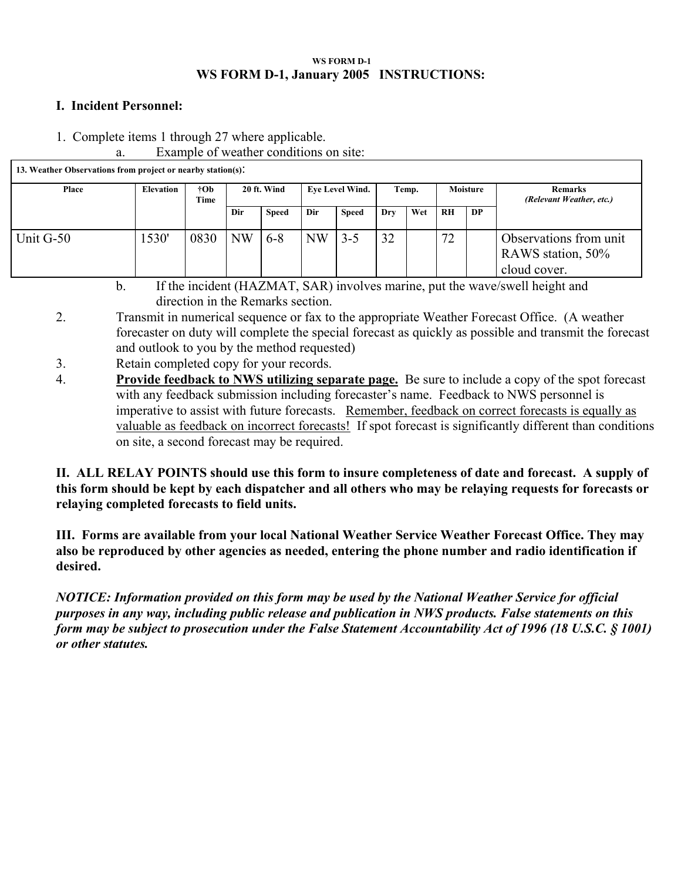WS FORM D-1

## WS FORM D-1, January 2005 INSTRUCTIONS:

### I. Incident Personnel:

1. Complete items 1 through 27 where applicable.
   a. Example of weather conditions on site:

| 13. Weather Observations from project or nearby station(s): | | | | | | | | | | | |
|---|---|---|---|---|---|---|---|---|---|---|---|
| Place | Elevation | †Ob Time | 20 ft. Wind | | Eye Level Wind. | | Temp. | | Moisture | | Remarks *(Relevant Weather, etc.)* |
| | | | Dir | Speed | Dir | Speed | Dry | Wet | RH | DP | |
| Unit G-50 | 1530' | 0830 | NW | 6-8 | NW | 3-5 | 32 | | 72 | | Observations from unit RAWS station, 50% cloud cover. |

   b. If the incident (HAZMAT, SAR) involves marine, put the wave/swell height and direction in the Remarks section.

2. Transmit in numerical sequence or fax to the appropriate Weather Forecast Office. (A weather forecaster on duty will complete the special forecast as quickly as possible and transmit the forecast and outlook to you by the method requested)
3. Retain completed copy for your records.
4. **Provide feedback to NWS utilizing separate page.** Be sure to include a copy of the spot forecast with any feedback submission including forecaster's name. Feedback to NWS personnel is imperative to assist with future forecasts. Remember, feedback on correct forecasts is equally as valuable as feedback on incorrect forecasts! If spot forecast is significantly different than conditions on site, a second forecast may be required.

**II. ALL RELAY POINTS should use this form to insure completeness of date and forecast. A supply of this form should be kept by each dispatcher and all others who may be relaying requests for forecasts or relaying completed forecasts to field units.**

**III. Forms are available from your local National Weather Service Weather Forecast Office. They may also be reproduced by other agencies as needed, entering the phone number and radio identification if desired.**

***NOTICE: Information provided on this form may be used by the National Weather Service for official purposes in any way, including public release and publication in NWS products. False statements on this form may be subject to prosecution under the False Statement Accountability Act of 1996 (18 U.S.C. § 1001) or other statutes.***